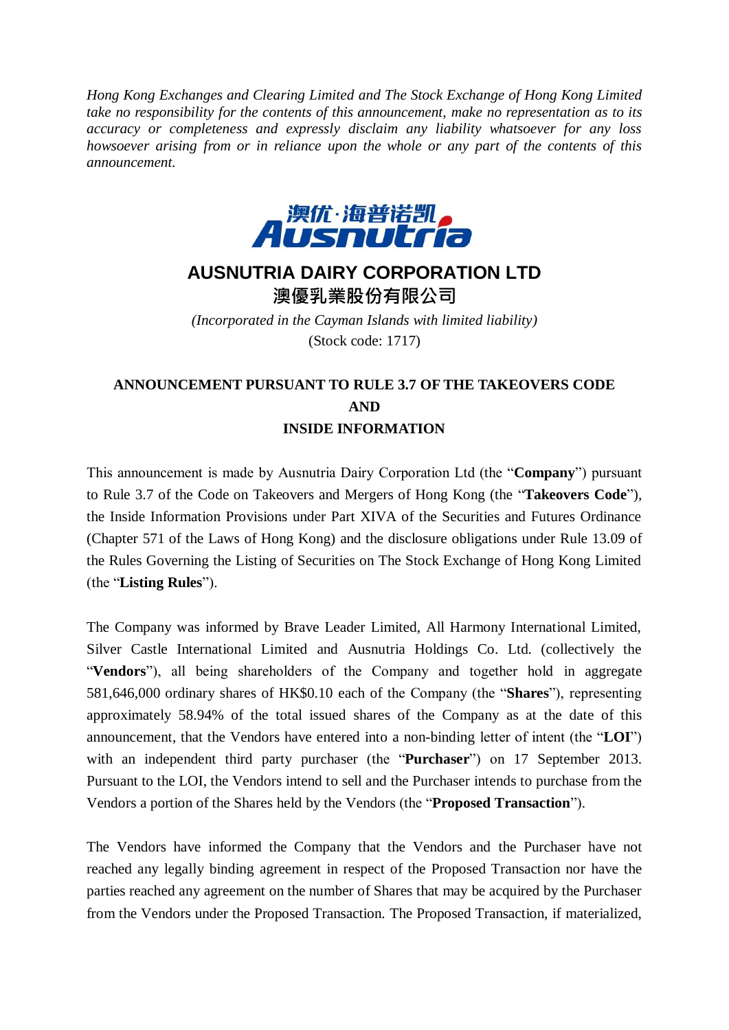*Hong Kong Exchanges and Clearing Limited and The Stock Exchange of Hong Kong Limited take no responsibility for the contents of this announcement, make no representation as to its accuracy or completeness and expressly disclaim any liability whatsoever for any loss howsoever arising from or in reliance upon the whole or any part of the contents of this announcement.*

# AUSNUTRIA DAIRY CORPORATION LTD
# 澳優乳業股份有限公司

*(Incorporated in the Cayman Islands with limited liability)*
(Stock code: 1717)

## ANNOUNCEMENT PURSUANT TO RULE 3.7 OF THE TAKEOVERS CODE AND INSIDE INFORMATION

This announcement is made by Ausnutria Dairy Corporation Ltd (the "**Company**") pursuant to Rule 3.7 of the Code on Takeovers and Mergers of Hong Kong (the "**Takeovers Code**"), the Inside Information Provisions under Part XIVA of the Securities and Futures Ordinance (Chapter 571 of the Laws of Hong Kong) and the disclosure obligations under Rule 13.09 of the Rules Governing the Listing of Securities on The Stock Exchange of Hong Kong Limited (the "**Listing Rules**").

The Company was informed by Brave Leader Limited, All Harmony International Limited, Silver Castle International Limited and Ausnutria Holdings Co. Ltd. (collectively the "**Vendors**"), all being shareholders of the Company and together hold in aggregate 581,646,000 ordinary shares of HK$0.10 each of the Company (the "**Shares**"), representing approximately 58.94% of the total issued shares of the Company as at the date of this announcement, that the Vendors have entered into a non-binding letter of intent (the "**LOI**") with an independent third party purchaser (the "**Purchaser**") on 17 September 2013. Pursuant to the LOI, the Vendors intend to sell and the Purchaser intends to purchase from the Vendors a portion of the Shares held by the Vendors (the "**Proposed Transaction**").

The Vendors have informed the Company that the Vendors and the Purchaser have not reached any legally binding agreement in respect of the Proposed Transaction nor have the parties reached any agreement on the number of Shares that may be acquired by the Purchaser from the Vendors under the Proposed Transaction. The Proposed Transaction, if materialized,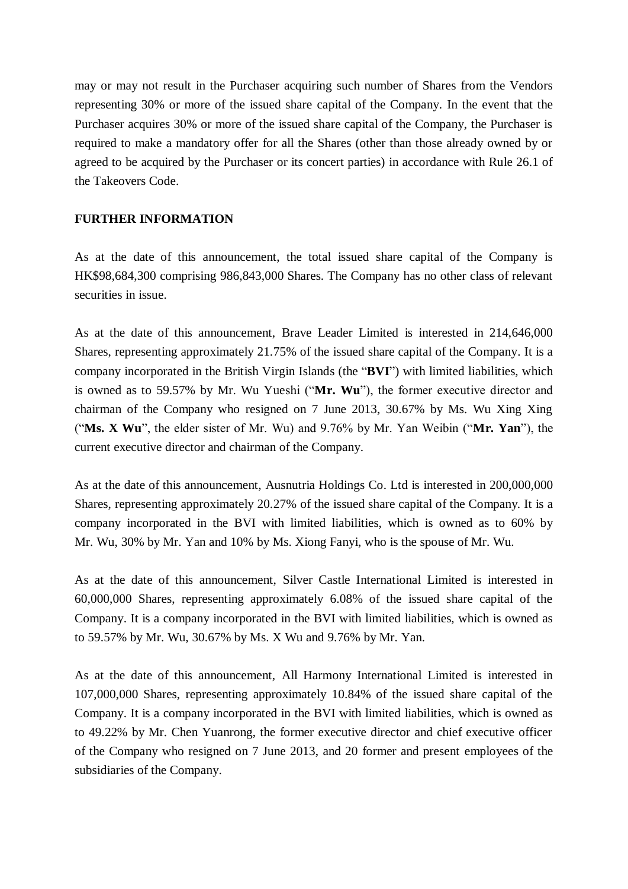may or may not result in the Purchaser acquiring such number of Shares from the Vendors representing 30% or more of the issued share capital of the Company. In the event that the Purchaser acquires 30% or more of the issued share capital of the Company, the Purchaser is required to make a mandatory offer for all the Shares (other than those already owned by or agreed to be acquired by the Purchaser or its concert parties) in accordance with Rule 26.1 of the Takeovers Code.

**FURTHER INFORMATION**

As at the date of this announcement, the total issued share capital of the Company is HK$98,684,300 comprising 986,843,000 Shares. The Company has no other class of relevant securities in issue.

As at the date of this announcement, Brave Leader Limited is interested in 214,646,000 Shares, representing approximately 21.75% of the issued share capital of the Company. It is a company incorporated in the British Virgin Islands (the "**BVI**") with limited liabilities, which is owned as to 59.57% by Mr. Wu Yueshi ("**Mr. Wu**"), the former executive director and chairman of the Company who resigned on 7 June 2013, 30.67% by Ms. Wu Xing Xing ("**Ms. X Wu**", the elder sister of Mr. Wu) and 9.76% by Mr. Yan Weibin ("**Mr. Yan**"), the current executive director and chairman of the Company.

As at the date of this announcement, Ausnutria Holdings Co. Ltd is interested in 200,000,000 Shares, representing approximately 20.27% of the issued share capital of the Company. It is a company incorporated in the BVI with limited liabilities, which is owned as to 60% by Mr. Wu, 30% by Mr. Yan and 10% by Ms. Xiong Fanyi, who is the spouse of Mr. Wu.

As at the date of this announcement, Silver Castle International Limited is interested in 60,000,000 Shares, representing approximately 6.08% of the issued share capital of the Company. It is a company incorporated in the BVI with limited liabilities, which is owned as to 59.57% by Mr. Wu, 30.67% by Ms. X Wu and 9.76% by Mr. Yan.

As at the date of this announcement, All Harmony International Limited is interested in 107,000,000 Shares, representing approximately 10.84% of the issued share capital of the Company. It is a company incorporated in the BVI with limited liabilities, which is owned as to 49.22% by Mr. Chen Yuanrong, the former executive director and chief executive officer of the Company who resigned on 7 June 2013, and 20 former and present employees of the subsidiaries of the Company.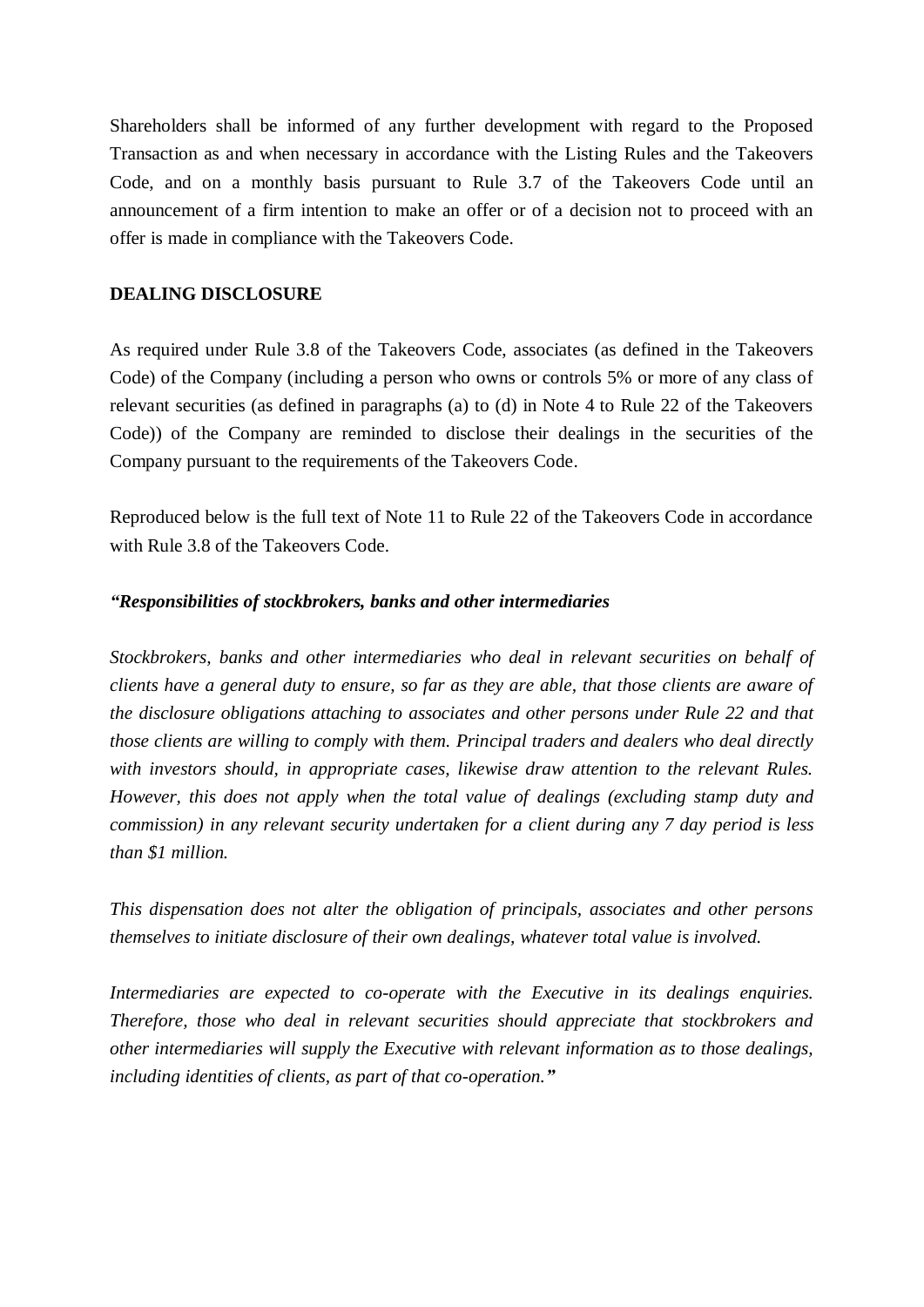Shareholders shall be informed of any further development with regard to the Proposed Transaction as and when necessary in accordance with the Listing Rules and the Takeovers Code, and on a monthly basis pursuant to Rule 3.7 of the Takeovers Code until an announcement of a firm intention to make an offer or of a decision not to proceed with an offer is made in compliance with the Takeovers Code.

**DEALING DISCLOSURE**

As required under Rule 3.8 of the Takeovers Code, associates (as defined in the Takeovers Code) of the Company (including a person who owns or controls 5% or more of any class of relevant securities (as defined in paragraphs (a) to (d) in Note 4 to Rule 22 of the Takeovers Code)) of the Company are reminded to disclose their dealings in the securities of the Company pursuant to the requirements of the Takeovers Code.

Reproduced below is the full text of Note 11 to Rule 22 of the Takeovers Code in accordance with Rule 3.8 of the Takeovers Code.

***"Responsibilities of stockbrokers, banks and other intermediaries***

*Stockbrokers, banks and other intermediaries who deal in relevant securities on behalf of clients have a general duty to ensure, so far as they are able, that those clients are aware of the disclosure obligations attaching to associates and other persons under Rule 22 and that those clients are willing to comply with them. Principal traders and dealers who deal directly with investors should, in appropriate cases, likewise draw attention to the relevant Rules. However, this does not apply when the total value of dealings (excluding stamp duty and commission) in any relevant security undertaken for a client during any 7 day period is less than $1 million.*

*This dispensation does not alter the obligation of principals, associates and other persons themselves to initiate disclosure of their own dealings, whatever total value is involved.*

*Intermediaries are expected to co-operate with the Executive in its dealings enquiries. Therefore, those who deal in relevant securities should appreciate that stockbrokers and other intermediaries will supply the Executive with relevant information as to those dealings, including identities of clients, as part of that co-operation."*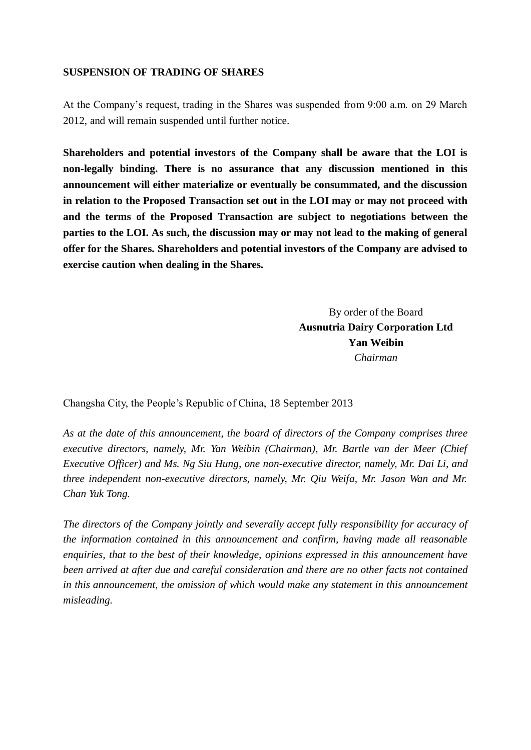**SUSPENSION OF TRADING OF SHARES**

At the Company's request, trading in the Shares was suspended from 9:00 a.m. on 29 March 2012, and will remain suspended until further notice.

**Shareholders and potential investors of the Company shall be aware that the LOI is non-legally binding. There is no assurance that any discussion mentioned in this announcement will either materialize or eventually be consummated, and the discussion in relation to the Proposed Transaction set out in the LOI may or may not proceed with and the terms of the Proposed Transaction are subject to negotiations between the parties to the LOI. As such, the discussion may or may not lead to the making of general offer for the Shares. Shareholders and potential investors of the Company are advised to exercise caution when dealing in the Shares.**

By order of the Board
**Ausnutria Dairy Corporation Ltd**
**Yan Weibin**
*Chairman*

Changsha City, the People's Republic of China, 18 September 2013

*As at the date of this announcement, the board of directors of the Company comprises three executive directors, namely, Mr. Yan Weibin (Chairman), Mr. Bartle van der Meer (Chief Executive Officer) and Ms. Ng Siu Hung, one non-executive director, namely, Mr. Dai Li, and three independent non-executive directors, namely, Mr. Qiu Weifa, Mr. Jason Wan and Mr. Chan Yuk Tong.*

*The directors of the Company jointly and severally accept fully responsibility for accuracy of the information contained in this announcement and confirm, having made all reasonable enquiries, that to the best of their knowledge, opinions expressed in this announcement have been arrived at after due and careful consideration and there are no other facts not contained in this announcement, the omission of which would make any statement in this announcement misleading.*